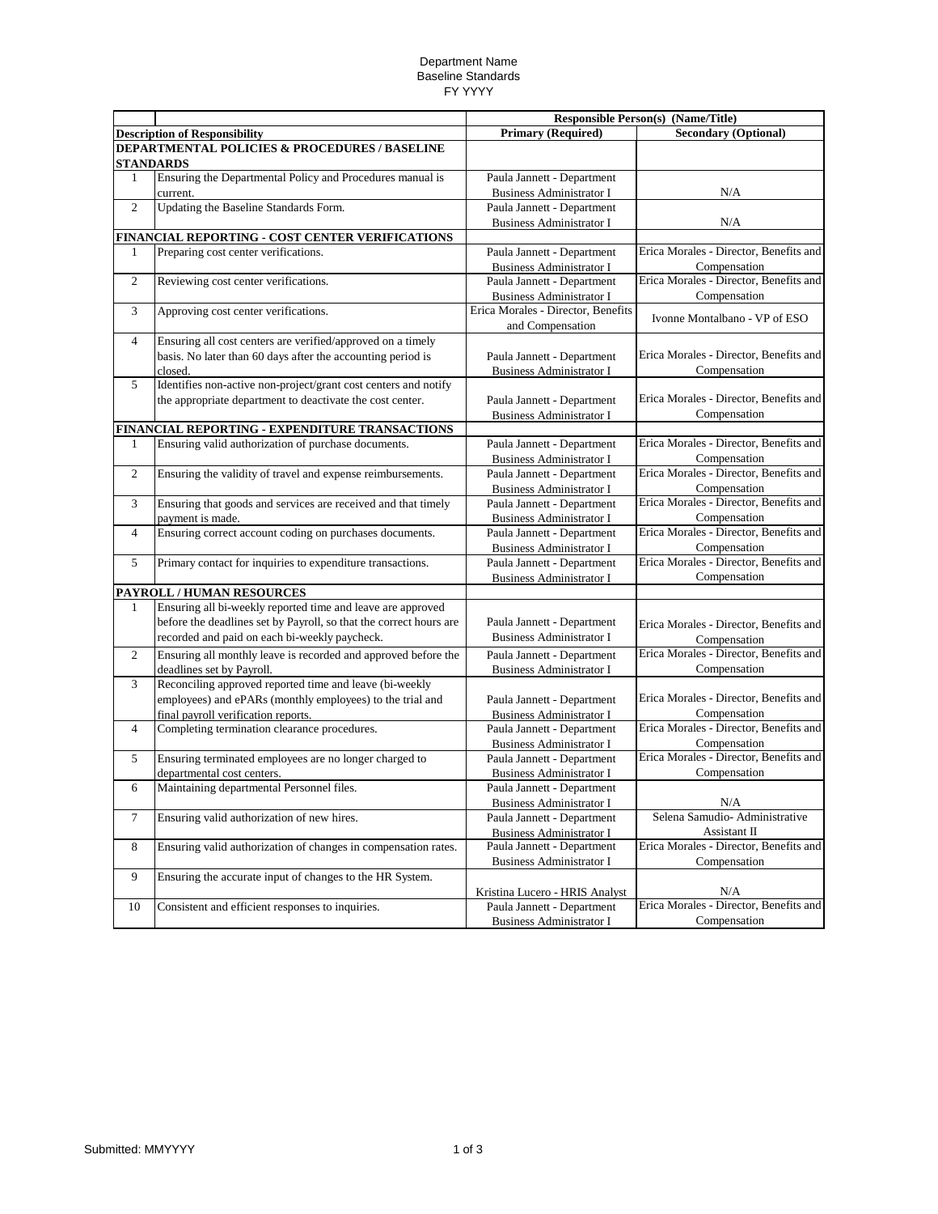Department Name
Baseline Standards
FY YYYY

| | | Responsible Person(s) (Name/Title) | |
|---|---|---|---|
| **Description of Responsibility** | | **Primary (Required)** | **Secondary (Optional)** |
| **DEPARTMENTAL POLICIES & PROCEDURES / BASELINE STANDARDS** | | | |
| 1 | Ensuring the Departmental Policy and Procedures manual is current. | Paula Jannett - Department Business Administrator I | N/A |
| 2 | Updating the Baseline Standards Form. | Paula Jannett - Department Business Administrator I | N/A |
| **FINANCIAL REPORTING - COST CENTER VERIFICATIONS** | | | |
| 1 | Preparing cost center verifications. | Paula Jannett - Department Business Administrator I | Erica Morales - Director, Benefits and Compensation |
| 2 | Reviewing cost center verifications. | Paula Jannett - Department Business Administrator I | Erica Morales - Director, Benefits and Compensation |
| 3 | Approving cost center verifications. | Erica Morales - Director, Benefits and Compensation | Ivonne Montalbano - VP of ESO |
| 4 | Ensuring all cost centers are verified/approved on a timely basis. No later than 60 days after the accounting period is closed. | Paula Jannett - Department Business Administrator I | Erica Morales - Director, Benefits and Compensation |
| 5 | Identifies non-active non-project/grant cost centers and notify the appropriate department to deactivate the cost center. | Paula Jannett - Department Business Administrator I | Erica Morales - Director, Benefits and Compensation |
| **FINANCIAL REPORTING - EXPENDITURE TRANSACTIONS** | | | |
| 1 | Ensuring valid authorization of purchase documents. | Paula Jannett - Department Business Administrator I | Erica Morales - Director, Benefits and Compensation |
| 2 | Ensuring the validity of travel and expense reimbursements. | Paula Jannett - Department Business Administrator I | Erica Morales - Director, Benefits and Compensation |
| 3 | Ensuring that goods and services are received and that timely payment is made. | Paula Jannett - Department Business Administrator I | Erica Morales - Director, Benefits and Compensation |
| 4 | Ensuring correct account coding on purchases documents. | Paula Jannett - Department Business Administrator I | Erica Morales - Director, Benefits and Compensation |
| 5 | Primary contact for inquiries to expenditure transactions. | Paula Jannett - Department Business Administrator I | Erica Morales - Director, Benefits and Compensation |
| **PAYROLL / HUMAN RESOURCES** | | | |
| 1 | Ensuring all bi-weekly reported time and leave are approved before the deadlines set by Payroll, so that the correct hours are recorded and paid on each bi-weekly paycheck. | Paula Jannett - Department Business Administrator I | Erica Morales - Director, Benefits and Compensation |
| 2 | Ensuring all monthly leave is recorded and approved before the deadlines set by Payroll. | Paula Jannett - Department Business Administrator I | Erica Morales - Director, Benefits and Compensation |
| 3 | Reconciling approved reported time and leave (bi-weekly employees) and ePARs (monthly employees) to the trial and final payroll verification reports. | Paula Jannett - Department Business Administrator I | Erica Morales - Director, Benefits and Compensation |
| 4 | Completing termination clearance procedures. | Paula Jannett - Department Business Administrator I | Erica Morales - Director, Benefits and Compensation |
| 5 | Ensuring terminated employees are no longer charged to departmental cost centers. | Paula Jannett - Department Business Administrator I | Erica Morales - Director, Benefits and Compensation |
| 6 | Maintaining departmental Personnel files. | Paula Jannett - Department Business Administrator I | N/A |
| 7 | Ensuring valid authorization of new hires. | Paula Jannett - Department Business Administrator I | Selena Samudio- Administrative Assistant II |
| 8 | Ensuring valid authorization of changes in compensation rates. | Paula Jannett - Department Business Administrator I | Erica Morales - Director, Benefits and Compensation |
| 9 | Ensuring the accurate input of changes to the HR System. | Kristina Lucero - HRIS Analyst | N/A |
| 10 | Consistent and efficient responses to inquiries. | Paula Jannett - Department Business Administrator I | Erica Morales - Director, Benefits and Compensation |

Submitted: MMYYYY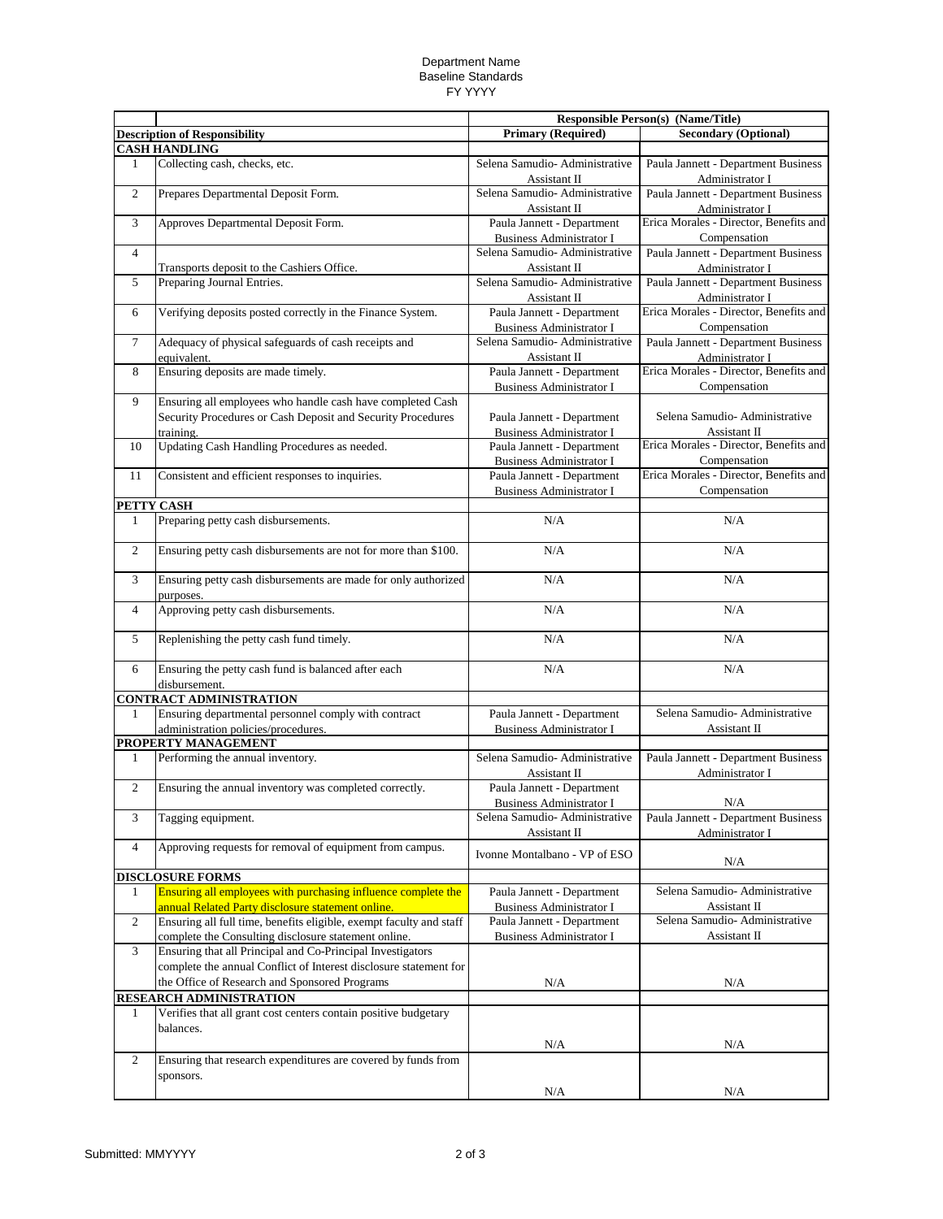Department Name
Baseline Standards
FY YYYY

| | | Responsible Person(s) (Name/Title) | |
|---|---|---|---|
| **Description of Responsibility** | | **Primary (Required)** | **Secondary (Optional)** |
| **CASH HANDLING** | | | |
| 1 | Collecting cash, checks, etc. | Selena Samudio- Administrative Assistant II | Paula Jannett - Department Business Administrator I |
| 2 | Prepares Departmental Deposit Form. | Selena Samudio- Administrative Assistant II | Paula Jannett - Department Business Administrator I |
| 3 | Approves Departmental Deposit Form. | Paula Jannett - Department Business Administrator I | Erica Morales - Director, Benefits and Compensation |
| 4 | Transports deposit to the Cashiers Office. | Selena Samudio- Administrative Assistant II | Paula Jannett - Department Business Administrator I |
| 5 | Preparing Journal Entries. | Selena Samudio- Administrative Assistant II | Paula Jannett - Department Business Administrator I |
| 6 | Verifying deposits posted correctly in the Finance System. | Paula Jannett - Department Business Administrator I | Erica Morales - Director, Benefits and Compensation |
| 7 | Adequacy of physical safeguards of cash receipts and equivalent. | Selena Samudio- Administrative Assistant II | Paula Jannett - Department Business Administrator I |
| 8 | Ensuring deposits are made timely. | Paula Jannett - Department Business Administrator I | Erica Morales - Director, Benefits and Compensation |
| 9 | Ensuring all employees who handle cash have completed Cash Security Procedures or Cash Deposit and Security Procedures training. | Paula Jannett - Department Business Administrator I | Selena Samudio- Administrative Assistant II |
| 10 | Updating Cash Handling Procedures as needed. | Paula Jannett - Department Business Administrator I | Erica Morales - Director, Benefits and Compensation |
| 11 | Consistent and efficient responses to inquiries. | Paula Jannett - Department Business Administrator I | Erica Morales - Director, Benefits and Compensation |
| **PETTY CASH** | | | |
| 1 | Preparing petty cash disbursements. | N/A | N/A |
| 2 | Ensuring petty cash disbursements are not for more than $100. | N/A | N/A |
| 3 | Ensuring petty cash disbursements are made for only authorized purposes. | N/A | N/A |
| 4 | Approving petty cash disbursements. | N/A | N/A |
| 5 | Replenishing the petty cash fund timely. | N/A | N/A |
| 6 | Ensuring the petty cash fund is balanced after each disbursement. | N/A | N/A |
| **CONTRACT ADMINISTRATION** | | | |
| 1 | Ensuring departmental personnel comply with contract administration policies/procedures. | Paula Jannett - Department Business Administrator I | Selena Samudio- Administrative Assistant II |
| **PROPERTY MANAGEMENT** | | | |
| 1 | Performing the annual inventory. | Selena Samudio- Administrative Assistant II | Paula Jannett - Department Business Administrator I |
| 2 | Ensuring the annual inventory was completed correctly. | Paula Jannett - Department Business Administrator I | N/A |
| 3 | Tagging equipment. | Selena Samudio- Administrative Assistant II | Paula Jannett - Department Business Administrator I |
| 4 | Approving requests for removal of equipment from campus. | Ivonne Montalbano - VP of ESO | N/A |
| **DISCLOSURE FORMS** | | | |
| 1 | Ensuring all employees with purchasing influence complete the annual Related Party disclosure statement online. | Paula Jannett - Department Business Administrator I | Selena Samudio- Administrative Assistant II |
| 2 | Ensuring all full time, benefits eligible, exempt faculty and staff complete the Consulting disclosure statement online. | Paula Jannett - Department Business Administrator I | Selena Samudio- Administrative Assistant II |
| 3 | Ensuring that all Principal and Co-Principal Investigators complete the annual Conflict of Interest disclosure statement for the Office of Research and Sponsored Programs | N/A | N/A |
| **RESEARCH ADMINISTRATION** | | | |
| 1 | Verifies that all grant cost centers contain positive budgetary balances. | N/A | N/A |
| 2 | Ensuring that research expenditures are covered by funds from sponsors. | N/A | N/A |

Submitted: MMYYYY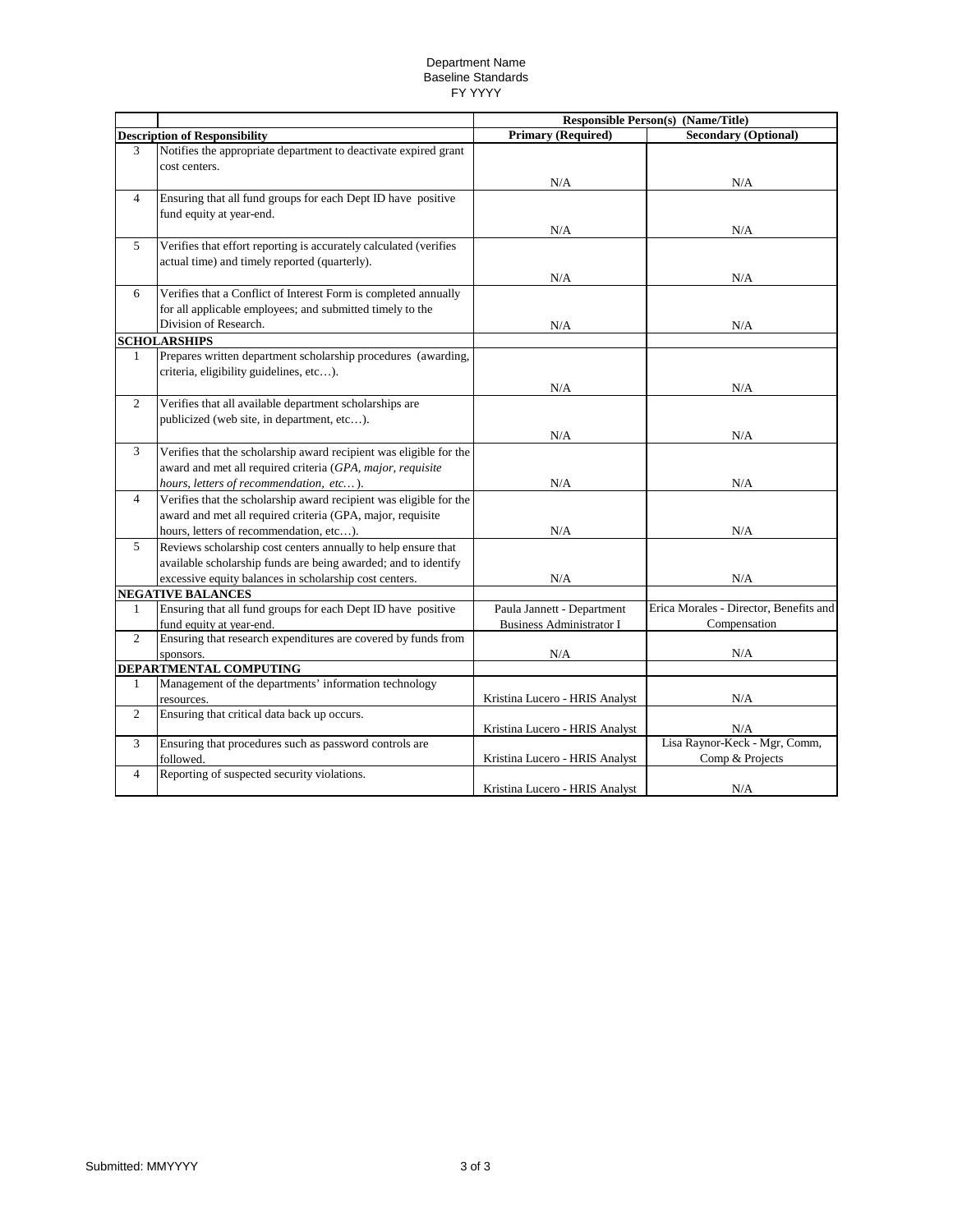Department Name
Baseline Standards
FY YYYY

| | | Responsible Person(s) (Name/Title) | |
|---|---|---|---|
| **Description of Responsibility** | | **Primary (Required)** | **Secondary (Optional)** |
| 3 | Notifies the appropriate department to deactivate expired grant cost centers. | N/A | N/A |
| 4 | Ensuring that all fund groups for each Dept ID have positive fund equity at year-end. | N/A | N/A |
| 5 | Verifies that effort reporting is accurately calculated (verifies actual time) and timely reported (quarterly). | N/A | N/A |
| 6 | Verifies that a Conflict of Interest Form is completed annually for all applicable employees; and submitted timely to the Division of Research. | N/A | N/A |
| **SCHOLARSHIPS** | | | |
| 1 | Prepares written department scholarship procedures (awarding, criteria, eligibility guidelines, etc…). | N/A | N/A |
| 2 | Verifies that all available department scholarships are publicized (web site, in department, etc…). | N/A | N/A |
| 3 | Verifies that the scholarship award recipient was eligible for the award and met all required criteria (*GPA, major, requisite hours, letters of recommendation, etc…*). | N/A | N/A |
| 4 | Verifies that the scholarship award recipient was eligible for the award and met all required criteria (GPA, major, requisite hours, letters of recommendation, etc…). | N/A | N/A |
| 5 | Reviews scholarship cost centers annually to help ensure that available scholarship funds are being awarded; and to identify excessive equity balances in scholarship cost centers. | N/A | N/A |
| **NEGATIVE BALANCES** | | | |
| 1 | Ensuring that all fund groups for each Dept ID have positive fund equity at year-end. | Paula Jannett - Department Business Administrator I | Erica Morales - Director, Benefits and Compensation |
| 2 | Ensuring that research expenditures are covered by funds from sponsors. | N/A | N/A |
| **DEPARTMENTAL COMPUTING** | | | |
| 1 | Management of the departments' information technology resources. | Kristina Lucero - HRIS Analyst | N/A |
| 2 | Ensuring that critical data back up occurs. | Kristina Lucero - HRIS Analyst | N/A |
| 3 | Ensuring that procedures such as password controls are followed. | Kristina Lucero - HRIS Analyst | Lisa Raynor-Keck - Mgr, Comm, Comp & Projects |
| 4 | Reporting of suspected security violations. | Kristina Lucero - HRIS Analyst | N/A |

Submitted: MMYYYY